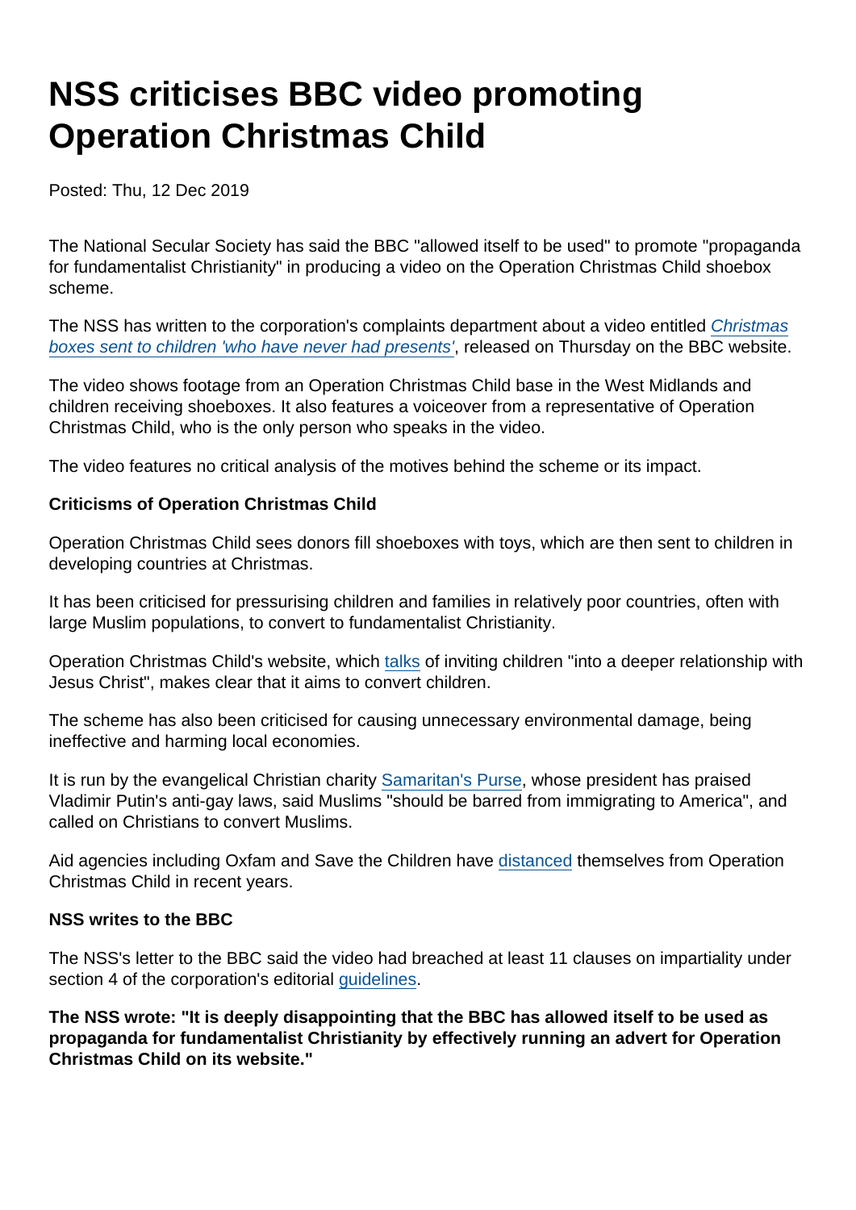# NSS criticises BBC video promoting Operation Christmas Child

Posted: Thu, 12 Dec 2019

The National Secular Society has said the BBC "allowed itself to be used" to promote "propaganda for fundamentalist Christianity" in producing a video on the Operation Christmas Child shoebox scheme.

The NSS has written to the corporation's complaints department about a video entitled *Christmas boxes sent to children 'who have never had presents'*, released on Thursday on the BBC website.

The video shows footage from an Operation Christmas Child base in the West Midlands and children receiving shoeboxes. It also features a voiceover from a representative of Operation Christmas Child, who is the only person who speaks in the video.

The video features no critical analysis of the motives behind the scheme or its impact.

**Criticisms of Operation Christmas Child**

Operation Christmas Child sees donors fill shoeboxes with toys, which are then sent to children in developing countries at Christmas.

It has been criticised for pressurising children and families in relatively poor countries, often with large Muslim populations, to convert to fundamentalist Christianity.

Operation Christmas Child's website, which talks of inviting children "into a deeper relationship with Jesus Christ", makes clear that it aims to convert children.

The scheme has also been criticised for causing unnecessary environmental damage, being ineffective and harming local economies.

It is run by the evangelical Christian charity Samaritan's Purse, whose president has praised Vladimir Putin's anti-gay laws, said Muslims "should be barred from immigrating to America", and called on Christians to convert Muslims.

Aid agencies including Oxfam and Save the Children have distanced themselves from Operation Christmas Child in recent years.

**NSS writes to the BBC**

The NSS's letter to the BBC said the video had breached at least 11 clauses on impartiality under section 4 of the corporation's editorial guidelines.

**The NSS wrote: "It is deeply disappointing that the BBC has allowed itself to be used as propaganda for fundamentalist Christianity by effectively running an advert for Operation Christmas Child on its website."**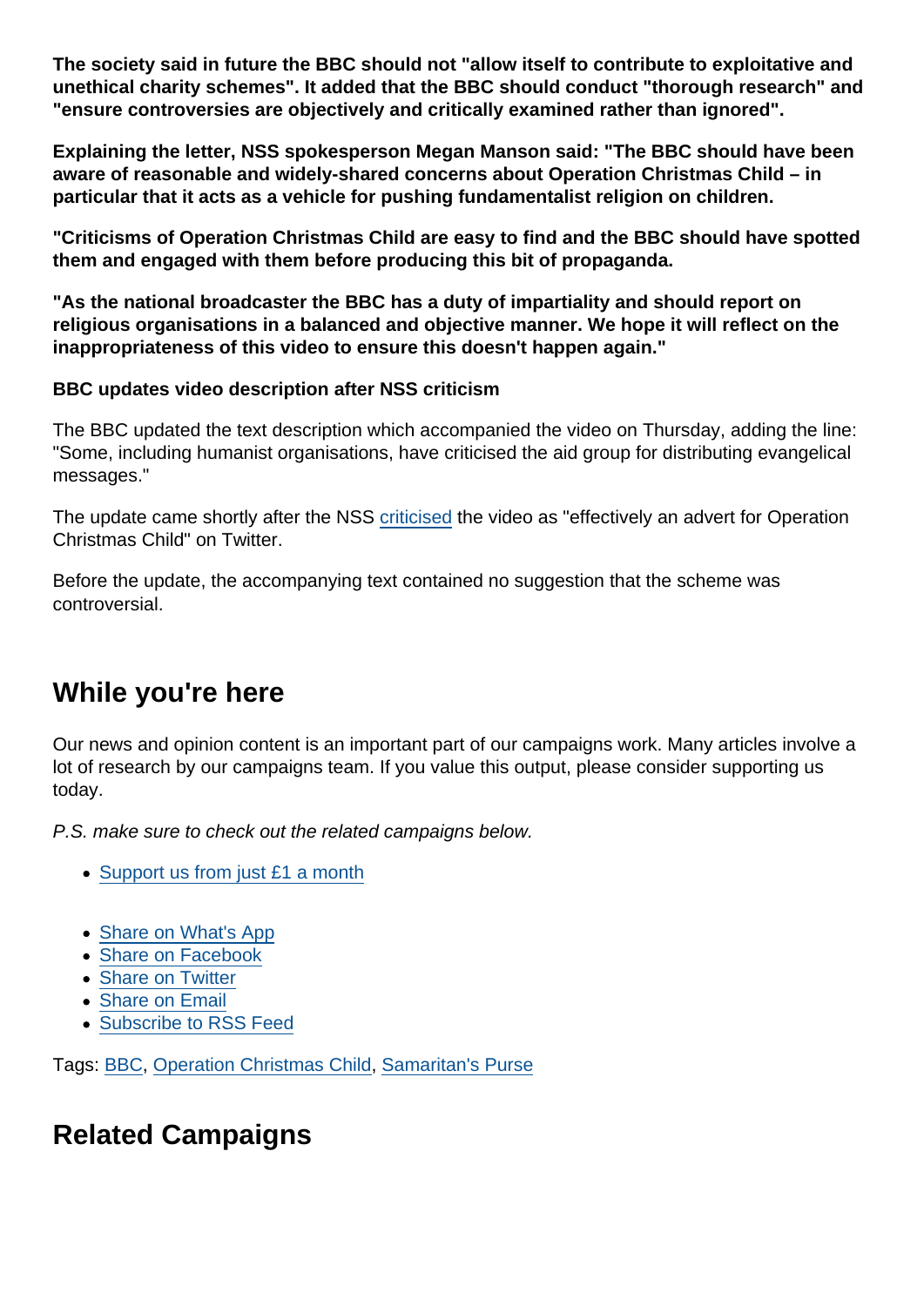**The society said in future the BBC should not "allow itself to contribute to exploitative and unethical charity schemes". It added that the BBC should conduct "thorough research" and "ensure controversies are objectively and critically examined rather than ignored".**

**Explaining the letter, NSS spokesperson Megan Manson said: "The BBC should have been aware of reasonable and widely-shared concerns about Operation Christmas Child – in particular that it acts as a vehicle for pushing fundamentalist religion on children.**

**"Criticisms of Operation Christmas Child are easy to find and the BBC should have spotted them and engaged with them before producing this bit of propaganda.**

**"As the national broadcaster the BBC has a duty of impartiality and should report on religious organisations in a balanced and objective manner. We hope it will reflect on the inappropriateness of this video to ensure this doesn't happen again."**

**BBC updates video description after NSS criticism**

The BBC updated the text description which accompanied the video on Thursday, adding the line: "Some, including humanist organisations, have criticised the aid group for distributing evangelical messages."

The update came shortly after the NSS criticised the video as "effectively an advert for Operation Christmas Child" on Twitter.

Before the update, the accompanying text contained no suggestion that the scheme was controversial.

## While you're here

Our news and opinion content is an important part of our campaigns work. Many articles involve a lot of research by our campaigns team. If you value this output, please consider supporting us today.

*P.S. make sure to check out the related campaigns below.*

- Support us from just £1 a month

- Share on What's App
- Share on Facebook
- Share on Twitter
- Share on Email
- Subscribe to RSS Feed

Tags: BBC, Operation Christmas Child, Samaritan's Purse

## Related Campaigns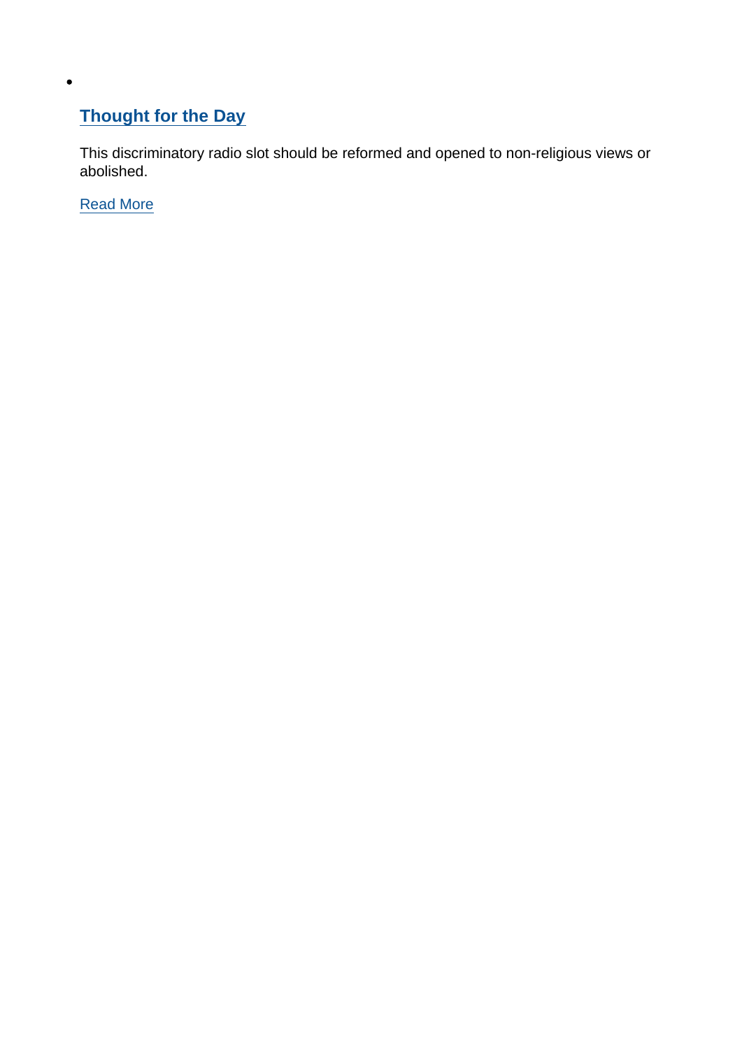- ### Thought for the Day

  This discriminatory radio slot should be reformed and opened to non-religious views or abolished.

  Read More